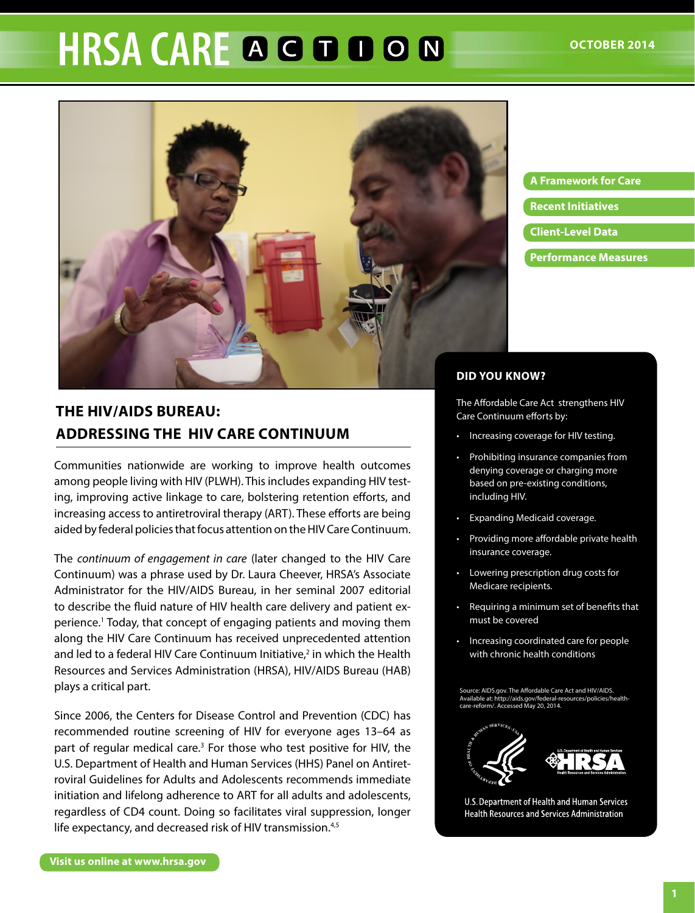# HRSA CARE ACTION

OCTOBER 2014

- A Framework for Care
- Recent Initiatives
- Client-Level Data
- Performance Measures

## THE HIV/AIDS BUREAU: ADDRESSING THE HIV CARE CONTINUUM

Communities nationwide are working to improve health outcomes among people living with HIV (PLWH). This includes expanding HIV testing, improving active linkage to care, bolstering retention efforts, and increasing access to antiretroviral therapy (ART). These efforts are being aided by federal policies that focus attention on the HIV Care Continuum.

The *continuum of engagement in care* (later changed to the HIV Care Continuum) was a phrase used by Dr. Laura Cheever, HRSA's Associate Administrator for the HIV/AIDS Bureau, in her seminal 2007 editorial to describe the fluid nature of HIV health care delivery and patient experience.[1] Today, that concept of engaging patients and moving them along the HIV Care Continuum has received unprecedented attention and led to a federal HIV Care Continuum Initiative,[2] in which the Health Resources and Services Administration (HRSA), HIV/AIDS Bureau (HAB) plays a critical part.

Since 2006, the Centers for Disease Control and Prevention (CDC) has recommended routine screening of HIV for everyone ages 13–64 as part of regular medical care.[3] For those who test positive for HIV, the U.S. Department of Health and Human Services (HHS) Panel on Antiretroviral Guidelines for Adults and Adolescents recommends immediate initiation and lifelong adherence to ART for all adults and adolescents, regardless of CD4 count. Doing so facilitates viral suppression, longer life expectancy, and decreased risk of HIV transmission.[4,5]

### DID YOU KNOW?

The Affordable Care Act strengthens HIV Care Continuum efforts by:

- Increasing coverage for HIV testing.
- Prohibiting insurance companies from denying coverage or charging more based on pre-existing conditions, including HIV.
- Expanding Medicaid coverage.
- Providing more affordable private health insurance coverage.
- Lowering prescription drug costs for Medicare recipients.
- Requiring a minimum set of benefits that must be covered
- Increasing coordinated care for people with chronic health conditions

Source: AIDS.gov. The Affordable Care Act and HIV/AIDS. Available at: http://aids.gov/federal-resources/policies/health-care-reform/. Accessed May 20, 2014.

U.S. Department of Health and Human Services
Health Resources and Services Administration

Visit us online at www.hrsa.gov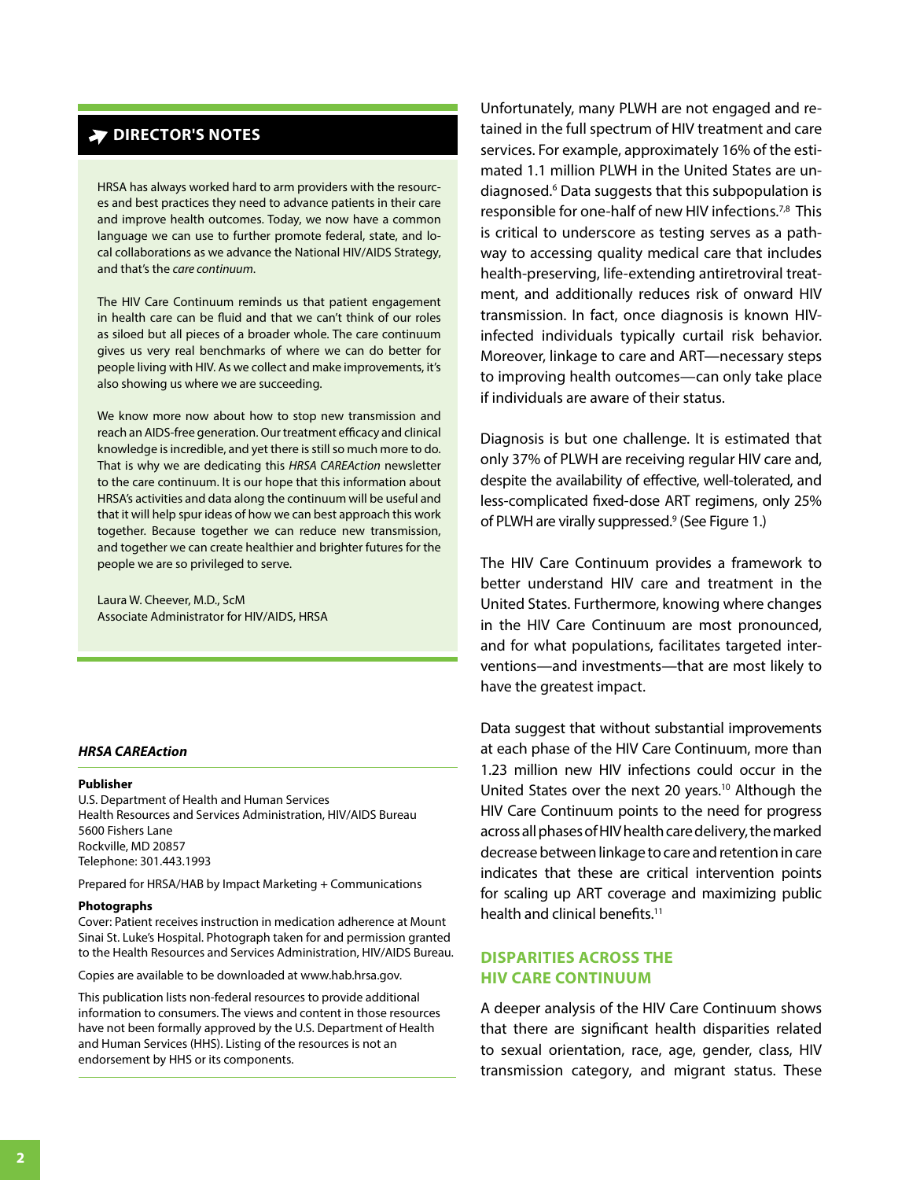## DIRECTOR'S NOTES

HRSA has always worked hard to arm providers with the resources and best practices they need to advance patients in their care and improve health outcomes. Today, we now have a common language we can use to further promote federal, state, and local collaborations as we advance the National HIV/AIDS Strategy, and that's the *care continuum*.

The HIV Care Continuum reminds us that patient engagement in health care can be fluid and that we can't think of our roles as siloed but all pieces of a broader whole. The care continuum gives us very real benchmarks of where we can do better for people living with HIV. As we collect and make improvements, it's also showing us where we are succeeding.

We know more now about how to stop new transmission and reach an AIDS-free generation. Our treatment efficacy and clinical knowledge is incredible, and yet there is still so much more to do. That is why we are dedicating this *HRSA CAREAction* newsletter to the care continuum. It is our hope that this information about HRSA's activities and data along the continuum will be useful and that it will help spur ideas of how we can best approach this work together. Because together we can reduce new transmission, and together we can create healthier and brighter futures for the people we are so privileged to serve.

Laura W. Cheever, M.D., ScM
Associate Administrator for HIV/AIDS, HRSA

***HRSA CAREAction***

**Publisher**
U.S. Department of Health and Human Services
Health Resources and Services Administration, HIV/AIDS Bureau
5600 Fishers Lane
Rockville, MD 20857
Telephone: 301.443.1993

Prepared for HRSA/HAB by Impact Marketing + Communications

**Photographs**
Cover: Patient receives instruction in medication adherence at Mount Sinai St. Luke's Hospital. Photograph taken for and permission granted to the Health Resources and Services Administration, HIV/AIDS Bureau.

Copies are available to be downloaded at www.hab.hrsa.gov.

This publication lists non-federal resources to provide additional information to consumers. The views and content in those resources have not been formally approved by the U.S. Department of Health and Human Services (HHS). Listing of the resources is not an endorsement by HHS or its components.

Unfortunately, many PLWH are not engaged and retained in the full spectrum of HIV treatment and care services. For example, approximately 16% of the estimated 1.1 million PLWH in the United States are undiagnosed.[6] Data suggests that this subpopulation is responsible for one-half of new HIV infections.[7,8] This is critical to underscore as testing serves as a pathway to accessing quality medical care that includes health-preserving, life-extending antiretroviral treatment, and additionally reduces risk of onward HIV transmission. In fact, once diagnosis is known HIV-infected individuals typically curtail risk behavior. Moreover, linkage to care and ART—necessary steps to improving health outcomes—can only take place if individuals are aware of their status.

Diagnosis is but one challenge. It is estimated that only 37% of PLWH are receiving regular HIV care and, despite the availability of effective, well-tolerated, and less-complicated fixed-dose ART regimens, only 25% of PLWH are virally suppressed.[9] (See Figure 1.)

The HIV Care Continuum provides a framework to better understand HIV care and treatment in the United States. Furthermore, knowing where changes in the HIV Care Continuum are most pronounced, and for what populations, facilitates targeted interventions—and investments—that are most likely to have the greatest impact.

Data suggest that without substantial improvements at each phase of the HIV Care Continuum, more than 1.23 million new HIV infections could occur in the United States over the next 20 years.[10] Although the HIV Care Continuum points to the need for progress across all phases of HIV health care delivery, the marked decrease between linkage to care and retention in care indicates that these are critical intervention points for scaling up ART coverage and maximizing public health and clinical benefits.[11]

## DISPARITIES ACROSS THE HIV CARE CONTINUUM

A deeper analysis of the HIV Care Continuum shows that there are significant health disparities related to sexual orientation, race, age, gender, class, HIV transmission category, and migrant status. These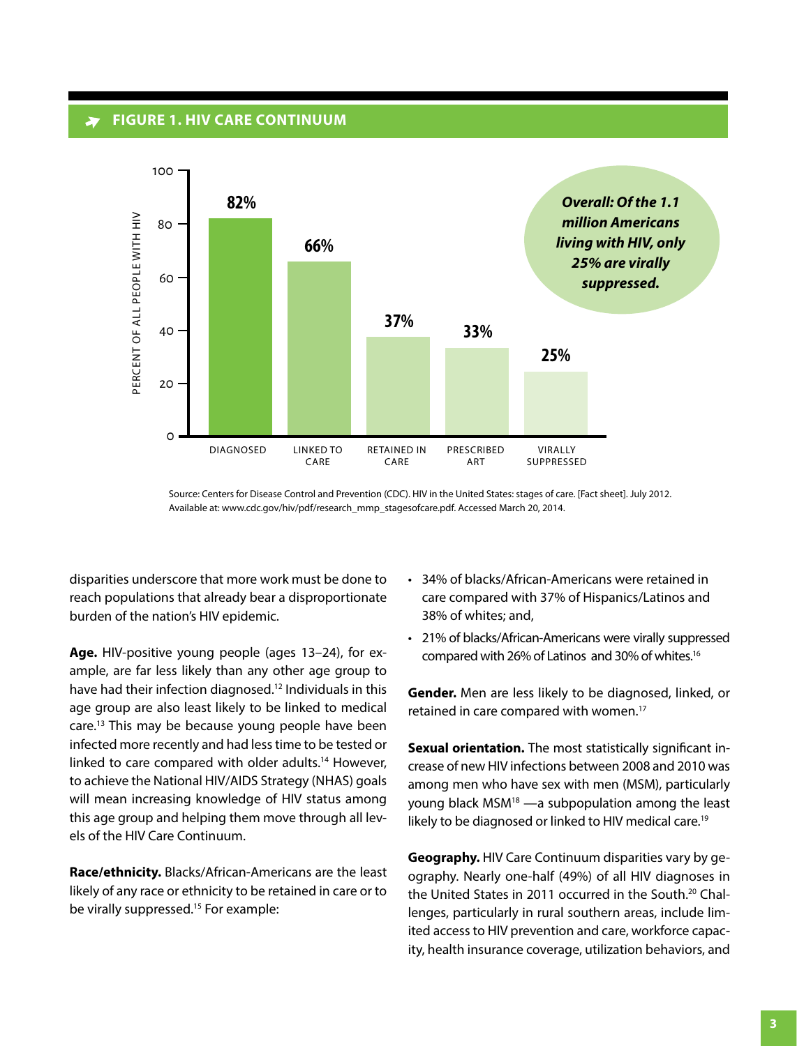**FIGURE 1. HIV CARE CONTINUUM**

| Stage | Percent of all people with HIV |
|---|---|
| Diagnosed | 82% |
| Linked to care | 66% |
| Retained in care | 37% |
| Prescribed ART | 33% |
| Virally suppressed | 25% |

***Overall: Of the 1.1 million Americans living with HIV, only 25% are virally suppressed.***

Source: Centers for Disease Control and Prevention (CDC). HIV in the United States: stages of care. [Fact sheet]. July 2012. Available at: www.cdc.gov/hiv/pdf/research_mmp_stagesofcare.pdf. Accessed March 20, 2014.

disparities underscore that more work must be done to reach populations that already bear a disproportionate burden of the nation's HIV epidemic.

**Age.** HIV-positive young people (ages 13–24), for example, are far less likely than any other age group to have had their infection diagnosed.[12] Individuals in this age group are also least likely to be linked to medical care.[13] This may be because young people have been infected more recently and had less time to be tested or linked to care compared with older adults.[14] However, to achieve the National HIV/AIDS Strategy (NHAS) goals will mean increasing knowledge of HIV status among this age group and helping them move through all levels of the HIV Care Continuum.

**Race/ethnicity.** Blacks/African-Americans are the least likely of any race or ethnicity to be retained in care or to be virally suppressed.[15] For example:

- 34% of blacks/African-Americans were retained in care compared with 37% of Hispanics/Latinos and 38% of whites; and,
- 21% of blacks/African-Americans were virally suppressed compared with 26% of Latinos and 30% of whites.[16]

**Gender.** Men are less likely to be diagnosed, linked, or retained in care compared with women.[17]

**Sexual orientation.** The most statistically significant increase of new HIV infections between 2008 and 2010 was among men who have sex with men (MSM), particularly young black MSM[18] —a subpopulation among the least likely to be diagnosed or linked to HIV medical care.[19]

**Geography.** HIV Care Continuum disparities vary by geography. Nearly one-half (49%) of all HIV diagnoses in the United States in 2011 occurred in the South.[20] Challenges, particularly in rural southern areas, include limited access to HIV prevention and care, workforce capacity, health insurance coverage, utilization behaviors, and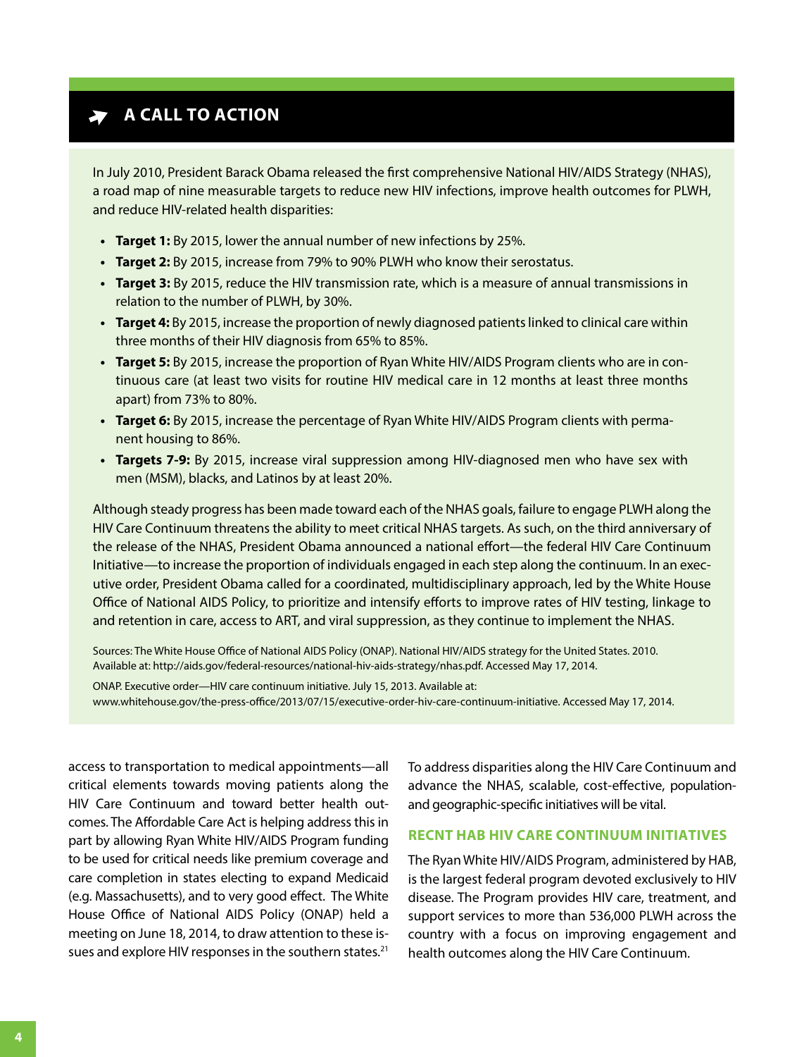## A CALL TO ACTION

In July 2010, President Barack Obama released the first comprehensive National HIV/AIDS Strategy (NHAS), a road map of nine measurable targets to reduce new HIV infections, improve health outcomes for PLWH, and reduce HIV-related health disparities:

- **Target 1:** By 2015, lower the annual number of new infections by 25%.
- **Target 2:** By 2015, increase from 79% to 90% PLWH who know their serostatus.
- **Target 3:** By 2015, reduce the HIV transmission rate, which is a measure of annual transmissions in relation to the number of PLWH, by 30%.
- **Target 4:** By 2015, increase the proportion of newly diagnosed patients linked to clinical care within three months of their HIV diagnosis from 65% to 85%.
- **Target 5:** By 2015, increase the proportion of Ryan White HIV/AIDS Program clients who are in continuous care (at least two visits for routine HIV medical care in 12 months at least three months apart) from 73% to 80%.
- **Target 6:** By 2015, increase the percentage of Ryan White HIV/AIDS Program clients with permanent housing to 86%.
- **Targets 7-9:** By 2015, increase viral suppression among HIV-diagnosed men who have sex with men (MSM), blacks, and Latinos by at least 20%.

Although steady progress has been made toward each of the NHAS goals, failure to engage PLWH along the HIV Care Continuum threatens the ability to meet critical NHAS targets. As such, on the third anniversary of the release of the NHAS, President Obama announced a national effort—the federal HIV Care Continuum Initiative—to increase the proportion of individuals engaged in each step along the continuum. In an executive order, President Obama called for a coordinated, multidisciplinary approach, led by the White House Office of National AIDS Policy, to prioritize and intensify efforts to improve rates of HIV testing, linkage to and retention in care, access to ART, and viral suppression, as they continue to implement the NHAS.

Sources: The White House Office of National AIDS Policy (ONAP). National HIV/AIDS strategy for the United States. 2010. Available at: http://aids.gov/federal-resources/national-hiv-aids-strategy/nhas.pdf. Accessed May 17, 2014.

ONAP. Executive order—HIV care continuum initiative. July 15, 2013. Available at: www.whitehouse.gov/the-press-office/2013/07/15/executive-order-hiv-care-continuum-initiative. Accessed May 17, 2014.

access to transportation to medical appointments—all critical elements towards moving patients along the HIV Care Continuum and toward better health outcomes. The Affordable Care Act is helping address this in part by allowing Ryan White HIV/AIDS Program funding to be used for critical needs like premium coverage and care completion in states electing to expand Medicaid (e.g. Massachusetts), and to very good effect. The White House Office of National AIDS Policy (ONAP) held a meeting on June 18, 2014, to draw attention to these issues and explore HIV responses in the southern states.[21]

To address disparities along the HIV Care Continuum and advance the NHAS, scalable, cost-effective, population- and geographic-specific initiatives will be vital.

### RECNT HAB HIV CARE CONTINUUM INITIATIVES

The Ryan White HIV/AIDS Program, administered by HAB, is the largest federal program devoted exclusively to HIV disease. The Program provides HIV care, treatment, and support services to more than 536,000 PLWH across the country with a focus on improving engagement and health outcomes along the HIV Care Continuum.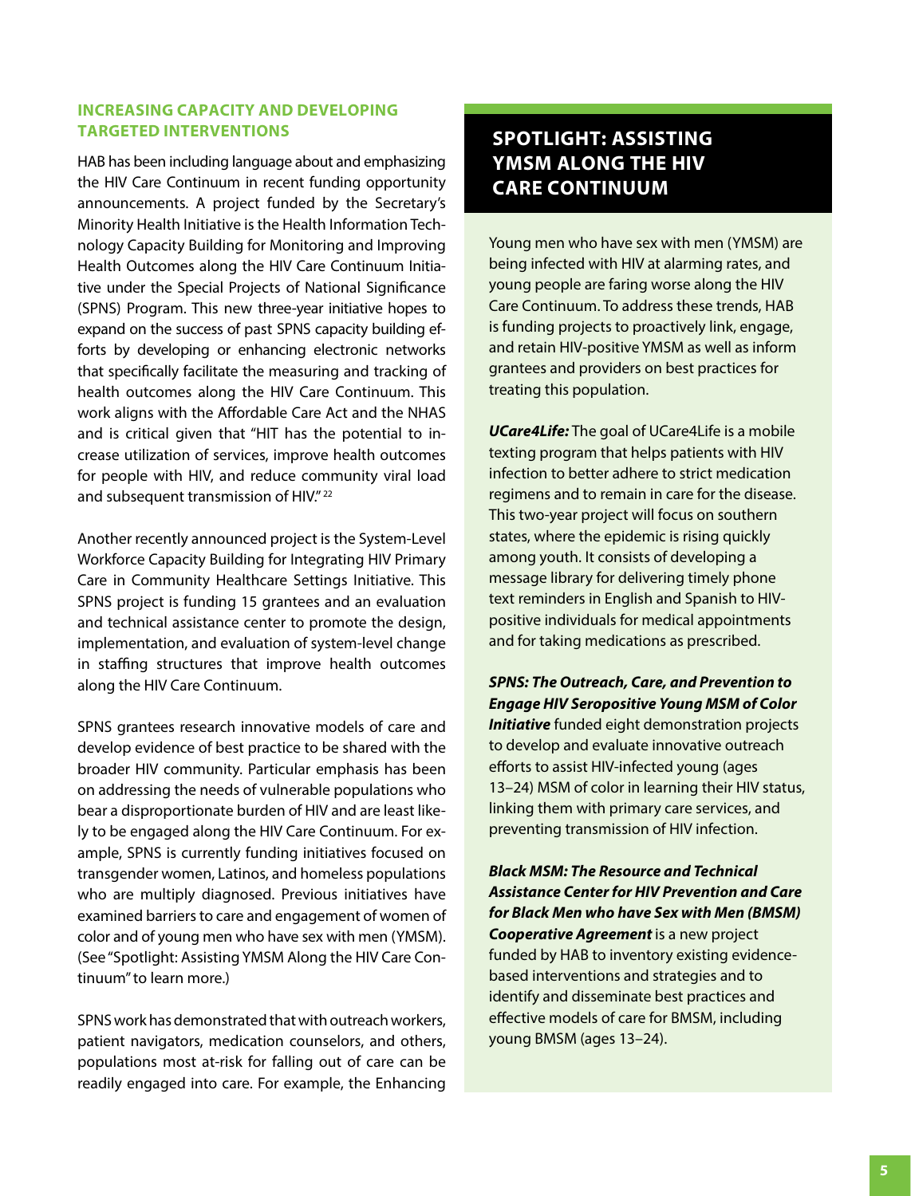### INCREASING CAPACITY AND DEVELOPING TARGETED INTERVENTIONS

HAB has been including language about and emphasizing the HIV Care Continuum in recent funding opportunity announcements. A project funded by the Secretary's Minority Health Initiative is the Health Information Technology Capacity Building for Monitoring and Improving Health Outcomes along the HIV Care Continuum Initiative under the Special Projects of National Significance (SPNS) Program. This new three-year initiative hopes to expand on the success of past SPNS capacity building efforts by developing or enhancing electronic networks that specifically facilitate the measuring and tracking of health outcomes along the HIV Care Continuum. This work aligns with the Affordable Care Act and the NHAS and is critical given that "HIT has the potential to increase utilization of services, improve health outcomes for people with HIV, and reduce community viral load and subsequent transmission of HIV."[22]

Another recently announced project is the System-Level Workforce Capacity Building for Integrating HIV Primary Care in Community Healthcare Settings Initiative. This SPNS project is funding 15 grantees and an evaluation and technical assistance center to promote the design, implementation, and evaluation of system-level change in staffing structures that improve health outcomes along the HIV Care Continuum.

SPNS grantees research innovative models of care and develop evidence of best practice to be shared with the broader HIV community. Particular emphasis has been on addressing the needs of vulnerable populations who bear a disproportionate burden of HIV and are least likely to be engaged along the HIV Care Continuum. For example, SPNS is currently funding initiatives focused on transgender women, Latinos, and homeless populations who are multiply diagnosed. Previous initiatives have examined barriers to care and engagement of women of color and of young men who have sex with men (YMSM). (See "Spotlight: Assisting YMSM Along the HIV Care Continuum" to learn more.)

SPNS work has demonstrated that with outreach workers, patient navigators, medication counselors, and others, populations most at-risk for falling out of care can be readily engaged into care. For example, the Enhancing

## SPOTLIGHT: ASSISTING YMSM ALONG THE HIV CARE CONTINUUM

Young men who have sex with men (YMSM) are being infected with HIV at alarming rates, and young people are faring worse along the HIV Care Continuum. To address these trends, HAB is funding projects to proactively link, engage, and retain HIV-positive YMSM as well as inform grantees and providers on best practices for treating this population.

***UCare4Life:*** The goal of UCare4Life is a mobile texting program that helps patients with HIV infection to better adhere to strict medication regimens and to remain in care for the disease. This two-year project will focus on southern states, where the epidemic is rising quickly among youth. It consists of developing a message library for delivering timely phone text reminders in English and Spanish to HIV-positive individuals for medical appointments and for taking medications as prescribed.

***SPNS: The Outreach, Care, and Prevention to Engage HIV Seropositive Young MSM of Color Initiative*** funded eight demonstration projects to develop and evaluate innovative outreach efforts to assist HIV-infected young (ages 13–24) MSM of color in learning their HIV status, linking them with primary care services, and preventing transmission of HIV infection.

***Black MSM: The Resource and Technical Assistance Center for HIV Prevention and Care for Black Men who have Sex with Men (BMSM) Cooperative Agreement*** is a new project funded by HAB to inventory existing evidence-based interventions and strategies and to identify and disseminate best practices and effective models of care for BMSM, including young BMSM (ages 13–24).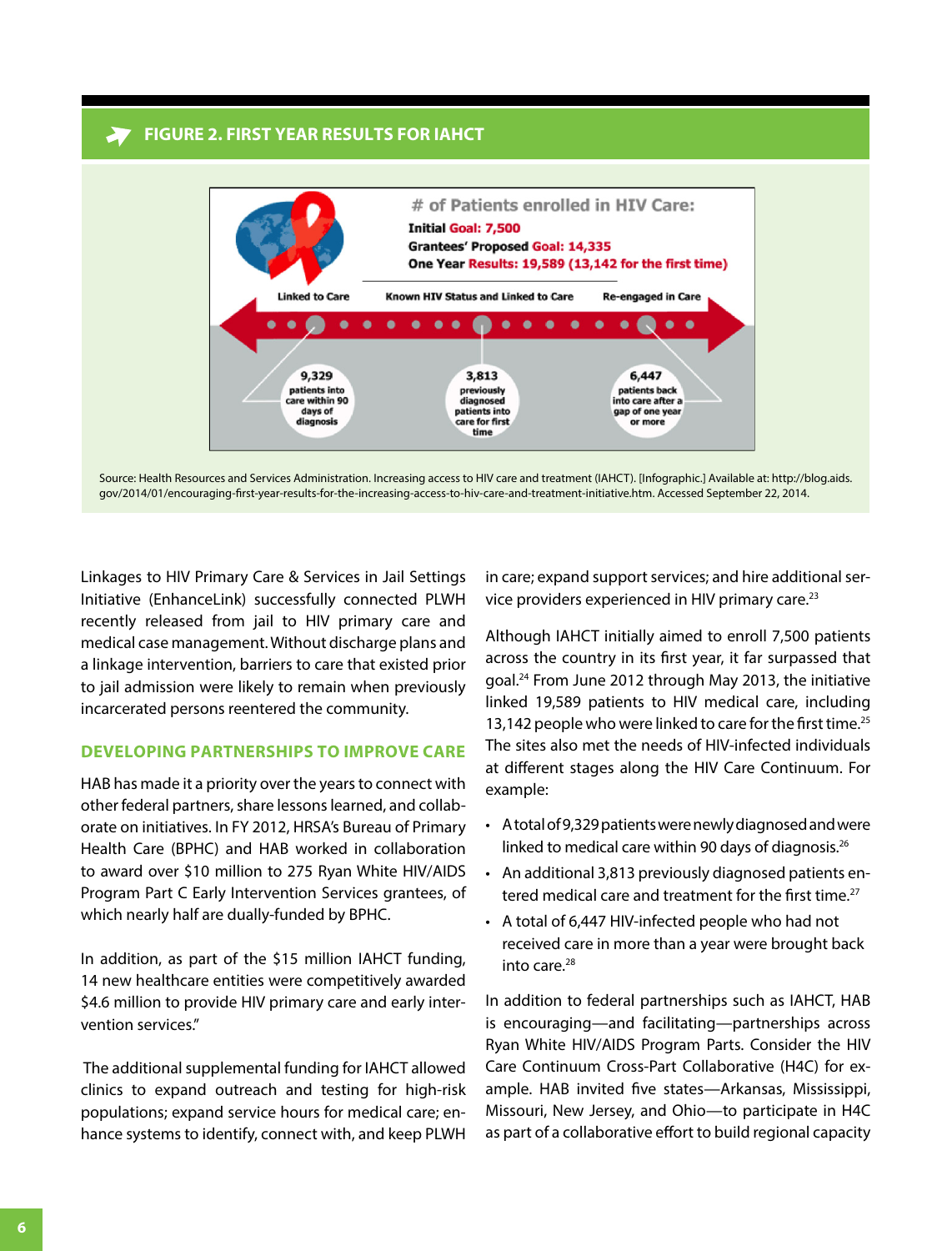## FIGURE 2. FIRST YEAR RESULTS FOR IAHCT

# of Patients enrolled in HIV Care:

**Initial Goal: 7,500**
**Grantees' Proposed Goal: 14,335**
**One Year Results: 19,589 (13,142 for the first time)**

Linked to Care | Known HIV Status and Linked to Care | Re-engaged in Care

**9,329** patients into care within 90 days of diagnosis

**3,813** previously diagnosed patients into care for first time

**6,447** patients back into care after a gap of one year or more

Source: Health Resources and Services Administration. Increasing access to HIV care and treatment (IAHCT). [Infographic.] Available at: http://blog.aids.gov/2014/01/encouraging-first-year-results-for-the-increasing-access-to-hiv-care-and-treatment-initiative.htm. Accessed September 22, 2014.

Linkages to HIV Primary Care & Services in Jail Settings Initiative (EnhanceLink) successfully connected PLWH recently released from jail to HIV primary care and medical case management. Without discharge plans and a linkage intervention, barriers to care that existed prior to jail admission were likely to remain when previously incarcerated persons reentered the community.

### DEVELOPING PARTNERSHIPS TO IMPROVE CARE

HAB has made it a priority over the years to connect with other federal partners, share lessons learned, and collaborate on initiatives. In FY 2012, HRSA's Bureau of Primary Health Care (BPHC) and HAB worked in collaboration to award over $10 million to 275 Ryan White HIV/AIDS Program Part C Early Intervention Services grantees, of which nearly half are dually-funded by BPHC.

In addition, as part of the $15 million IAHCT funding, 14 new healthcare entities were competitively awarded $4.6 million to provide HIV primary care and early intervention services."

The additional supplemental funding for IAHCT allowed clinics to expand outreach and testing for high-risk populations; expand service hours for medical care; enhance systems to identify, connect with, and keep PLWH in care; expand support services; and hire additional service providers experienced in HIV primary care.[23]

Although IAHCT initially aimed to enroll 7,500 patients across the country in its first year, it far surpassed that goal.[24] From June 2012 through May 2013, the initiative linked 19,589 patients to HIV medical care, including 13,142 people who were linked to care for the first time.[25] The sites also met the needs of HIV-infected individuals at different stages along the HIV Care Continuum. For example:

- A total of 9,329 patients were newly diagnosed and were linked to medical care within 90 days of diagnosis.[26]
- An additional 3,813 previously diagnosed patients entered medical care and treatment for the first time.[27]
- A total of 6,447 HIV-infected people who had not received care in more than a year were brought back into care.[28]

In addition to federal partnerships such as IAHCT, HAB is encouraging—and facilitating—partnerships across Ryan White HIV/AIDS Program Parts. Consider the HIV Care Continuum Cross-Part Collaborative (H4C) for example. HAB invited five states—Arkansas, Mississippi, Missouri, New Jersey, and Ohio—to participate in H4C as part of a collaborative effort to build regional capacity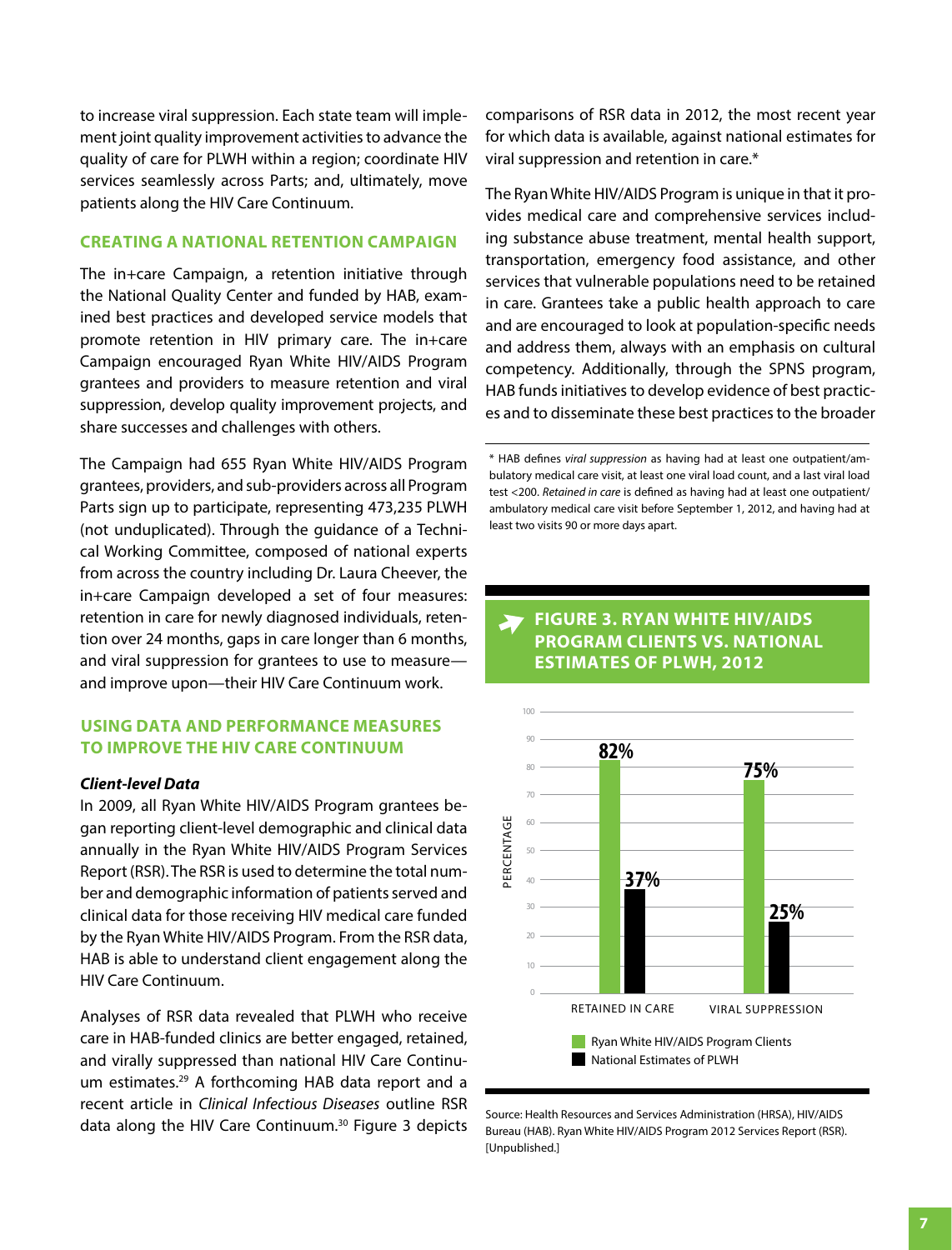to increase viral suppression. Each state team will implement joint quality improvement activities to advance the quality of care for PLWH within a region; coordinate HIV services seamlessly across Parts; and, ultimately, move patients along the HIV Care Continuum.

## CREATING A NATIONAL RETENTION CAMPAIGN

The in+care Campaign, a retention initiative through the National Quality Center and funded by HAB, examined best practices and developed service models that promote retention in HIV primary care. The in+care Campaign encouraged Ryan White HIV/AIDS Program grantees and providers to measure retention and viral suppression, develop quality improvement projects, and share successes and challenges with others.

The Campaign had 655 Ryan White HIV/AIDS Program grantees, providers, and sub-providers across all Program Parts sign up to participate, representing 473,235 PLWH (not unduplicated). Through the guidance of a Technical Working Committee, composed of national experts from across the country including Dr. Laura Cheever, the in+care Campaign developed a set of four measures: retention in care for newly diagnosed individuals, retention over 24 months, gaps in care longer than 6 months, and viral suppression for grantees to use to measure—and improve upon—their HIV Care Continuum work.

## USING DATA AND PERFORMANCE MEASURES TO IMPROVE THE HIV CARE CONTINUUM

### *Client-level Data*

In 2009, all Ryan White HIV/AIDS Program grantees began reporting client-level demographic and clinical data annually in the Ryan White HIV/AIDS Program Services Report (RSR). The RSR is used to determine the total number and demographic information of patients served and clinical data for those receiving HIV medical care funded by the Ryan White HIV/AIDS Program. From the RSR data, HAB is able to understand client engagement along the HIV Care Continuum.

Analyses of RSR data revealed that PLWH who receive care in HAB-funded clinics are better engaged, retained, and virally suppressed than national HIV Care Continuum estimates.[29] A forthcoming HAB data report and a recent article in *Clinical Infectious Diseases* outline RSR data along the HIV Care Continuum.[30] Figure 3 depicts comparisons of RSR data in 2012, the most recent year for which data is available, against national estimates for viral suppression and retention in care.*

The Ryan White HIV/AIDS Program is unique in that it provides medical care and comprehensive services including substance abuse treatment, mental health support, transportation, emergency food assistance, and other services that vulnerable populations need to be retained in care. Grantees take a public health approach to care and are encouraged to look at population-specific needs and address them, always with an emphasis on cultural competency. Additionally, through the SPNS program, HAB funds initiatives to develop evidence of best practices and to disseminate these best practices to the broader

\* HAB defines *viral suppression* as having had at least one outpatient/ambulatory medical care visit, at least one viral load count, and a last viral load test <200. *Retained in care* is defined as having had at least one outpatient/ambulatory medical care visit before September 1, 2012, and having had at least two visits 90 or more days apart.

### FIGURE 3. RYAN WHITE HIV/AIDS PROGRAM CLIENTS VS. NATIONAL ESTIMATES OF PLWH, 2012

| | Ryan White HIV/AIDS Program Clients | National Estimates of PLWH |
|---|---|---|
| RETAINED IN CARE | 82% | 37% |
| VIRAL SUPPRESSION | 75% | 25% |

Source: Health Resources and Services Administration (HRSA), HIV/AIDS Bureau (HAB). Ryan White HIV/AIDS Program 2012 Services Report (RSR). [Unpublished.]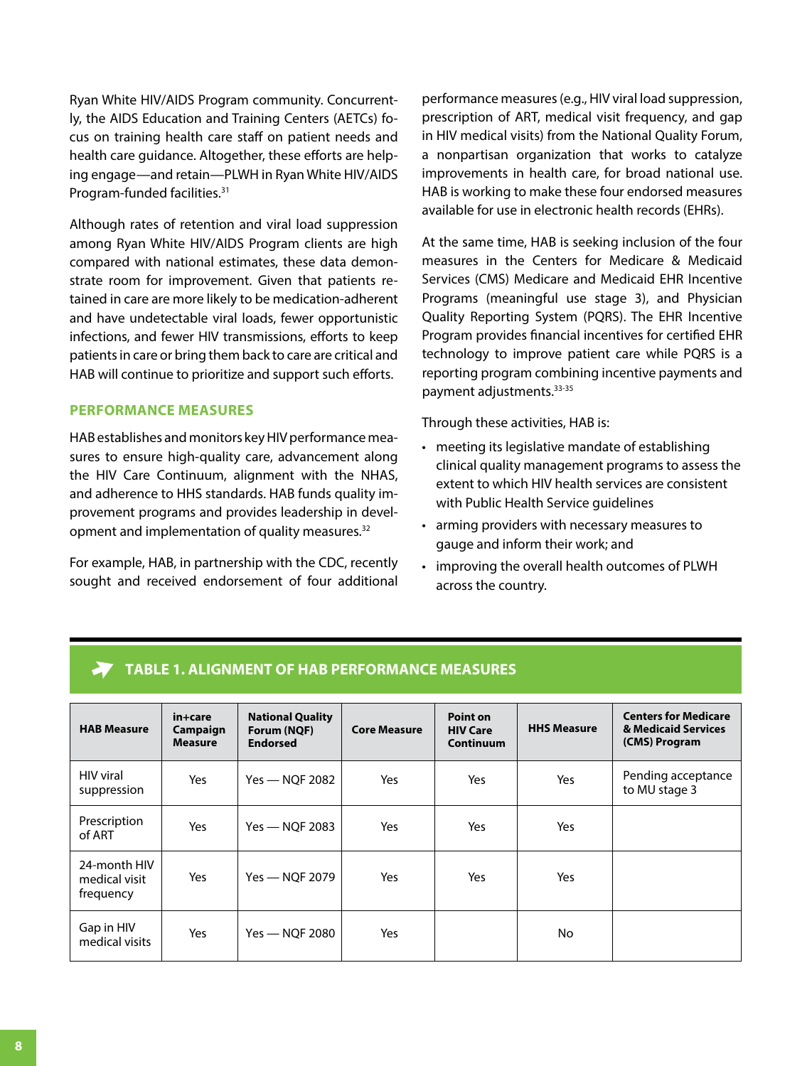Ryan White HIV/AIDS Program community. Concurrently, the AIDS Education and Training Centers (AETCs) focus on training health care staff on patient needs and health care guidance. Altogether, these efforts are helping engage—and retain—PLWH in Ryan White HIV/AIDS Program-funded facilities.[31]

Although rates of retention and viral load suppression among Ryan White HIV/AIDS Program clients are high compared with national estimates, these data demonstrate room for improvement. Given that patients retained in care are more likely to be medication-adherent and have undetectable viral loads, fewer opportunistic infections, and fewer HIV transmissions, efforts to keep patients in care or bring them back to care are critical and HAB will continue to prioritize and support such efforts.

## PERFORMANCE MEASURES

HAB establishes and monitors key HIV performance measures to ensure high-quality care, advancement along the HIV Care Continuum, alignment with the NHAS, and adherence to HHS standards. HAB funds quality improvement programs and provides leadership in development and implementation of quality measures.[32]

For example, HAB, in partnership with the CDC, recently sought and received endorsement of four additional performance measures (e.g., HIV viral load suppression, prescription of ART, medical visit frequency, and gap in HIV medical visits) from the National Quality Forum, a nonpartisan organization that works to catalyze improvements in health care, for broad national use. HAB is working to make these four endorsed measures available for use in electronic health records (EHRs).

At the same time, HAB is seeking inclusion of the four measures in the Centers for Medicare & Medicaid Services (CMS) Medicare and Medicaid EHR Incentive Programs (meaningful use stage 3), and Physician Quality Reporting System (PQRS). The EHR Incentive Program provides financial incentives for certified EHR technology to improve patient care while PQRS is a reporting program combining incentive payments and payment adjustments.[33-35]

Through these activities, HAB is:

- meeting its legislative mandate of establishing clinical quality management programs to assess the extent to which HIV health services are consistent with Public Health Service guidelines
- arming providers with necessary measures to gauge and inform their work; and
- improving the overall health outcomes of PLWH across the country.

### TABLE 1. ALIGNMENT OF HAB PERFORMANCE MEASURES

| HAB Measure | in+care Campaign Measure | National Quality Forum (NQF) Endorsed | Core Measure | Point on HIV Care Continuum | HHS Measure | Centers for Medicare & Medicaid Services (CMS) Program |
|---|---|---|---|---|---|---|
| HIV viral suppression | Yes | Yes — NQF 2082 | Yes | Yes | Yes | Pending acceptance to MU stage 3 |
| Prescription of ART | Yes | Yes — NQF 2083 | Yes | Yes | Yes | |
| 24-month HIV medical visit frequency | Yes | Yes — NQF 2079 | Yes | Yes | Yes | |
| Gap in HIV medical visits | Yes | Yes — NQF 2080 | Yes | | No | |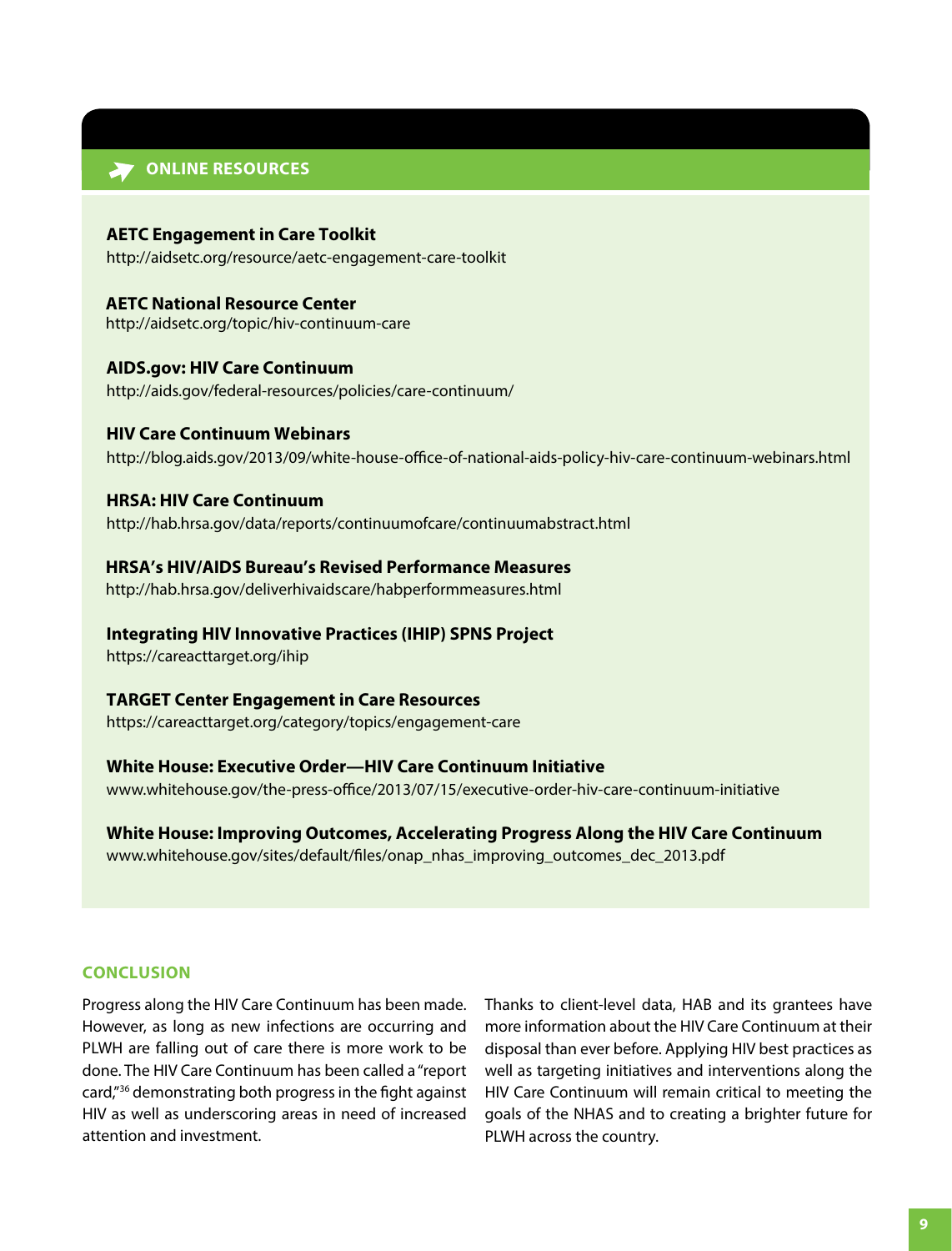## ONLINE RESOURCES

**AETC Engagement in Care Toolkit**
http://aidsetc.org/resource/aetc-engagement-care-toolkit

**AETC National Resource Center**
http://aidsetc.org/topic/hiv-continuum-care

**AIDS.gov: HIV Care Continuum**
http://aids.gov/federal-resources/policies/care-continuum/

**HIV Care Continuum Webinars**
http://blog.aids.gov/2013/09/white-house-office-of-national-aids-policy-hiv-care-continuum-webinars.html

**HRSA: HIV Care Continuum**
http://hab.hrsa.gov/data/reports/continuumofcare/continuumabstract.html

**HRSA's HIV/AIDS Bureau's Revised Performance Measures**
http://hab.hrsa.gov/deliverhivaidscare/habperformmeasures.html

**Integrating HIV Innovative Practices (IHIP) SPNS Project**
https://careacttarget.org/ihip

**TARGET Center Engagement in Care Resources**
https://careacttarget.org/category/topics/engagement-care

**White House: Executive Order—HIV Care Continuum Initiative**
www.whitehouse.gov/the-press-office/2013/07/15/executive-order-hiv-care-continuum-initiative

**White House: Improving Outcomes, Accelerating Progress Along the HIV Care Continuum**
www.whitehouse.gov/sites/default/files/onap_nhas_improving_outcomes_dec_2013.pdf

## CONCLUSION

Progress along the HIV Care Continuum has been made. However, as long as new infections are occurring and PLWH are falling out of care there is more work to be done. The HIV Care Continuum has been called a "report card,"[36] demonstrating both progress in the fight against HIV as well as underscoring areas in need of increased attention and investment.

Thanks to client-level data, HAB and its grantees have more information about the HIV Care Continuum at their disposal than ever before. Applying HIV best practices as well as targeting initiatives and interventions along the HIV Care Continuum will remain critical to meeting the goals of the NHAS and to creating a brighter future for PLWH across the country.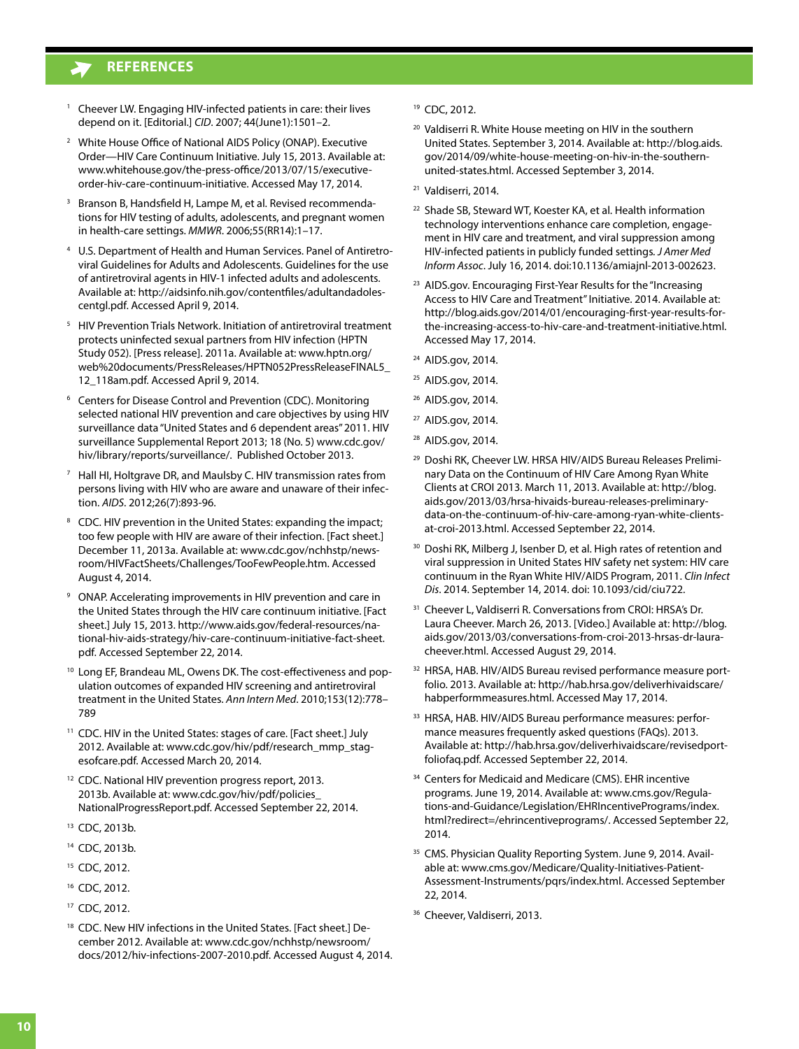## REFERENCES

1. Cheever LW. Engaging HIV-infected patients in care: their lives depend on it. [Editorial.] *CID*. 2007; 44(June1):1501–2.
2. White House Office of National AIDS Policy (ONAP). Executive Order—HIV Care Continuum Initiative. July 15, 2013. Available at: www.whitehouse.gov/the-press-office/2013/07/15/executive-order-hiv-care-continuum-initiative. Accessed May 17, 2014.
3. Branson B, Handsfield H, Lampe M, et al. Revised recommendations for HIV testing of adults, adolescents, and pregnant women in health-care settings. *MMWR*. 2006;55(RR14):1–17.
4. U.S. Department of Health and Human Services. Panel of Antiretroviral Guidelines for Adults and Adolescents. Guidelines for the use of antiretroviral agents in HIV-1 infected adults and adolescents. Available at: http://aidsinfo.nih.gov/contentfiles/adultandadolescentgl.pdf. Accessed April 9, 2014.
5. HIV Prevention Trials Network. Initiation of antiretroviral treatment protects uninfected sexual partners from HIV infection (HPTN Study 052). [Press release]. 2011a. Available at: www.hptn.org/web%20documents/PressReleases/HPTN052PressReleaseFINAL5_12_118am.pdf. Accessed April 9, 2014.
6. Centers for Disease Control and Prevention (CDC). Monitoring selected national HIV prevention and care objectives by using HIV surveillance data "United States and 6 dependent areas" 2011. HIV surveillance Supplemental Report 2013; 18 (No. 5) www.cdc.gov/hiv/library/reports/surveillance/. Published October 2013.
7. Hall HI, Holtgrave DR, and Maulsby C. HIV transmission rates from persons living with HIV who are aware and unaware of their infection. *AIDS*. 2012;26(7):893-96.
8. CDC. HIV prevention in the United States: expanding the impact; too few people with HIV are aware of their infection. [Fact sheet.] December 11, 2013a. Available at: www.cdc.gov/nchhstp/newsroom/HIVFactSheets/Challenges/TooFewPeople.htm. Accessed August 4, 2014.
9. ONAP. Accelerating improvements in HIV prevention and care in the United States through the HIV care continuum initiative. [Fact sheet.] July 15, 2013. http://www.aids.gov/federal-resources/national-hiv-aids-strategy/hiv-care-continuum-initiative-fact-sheet.pdf. Accessed September 22, 2014.
10. Long EF, Brandeau ML, Owens DK. The cost-effectiveness and population outcomes of expanded HIV screening and antiretroviral treatment in the United States. *Ann Intern Med*. 2010;153(12):778–789
11. CDC. HIV in the United States: stages of care. [Fact sheet.] July 2012. Available at: www.cdc.gov/hiv/pdf/research_mmp_stagesofcare.pdf. Accessed March 20, 2014.
12. CDC. National HIV prevention progress report, 2013. 2013b. Available at: www.cdc.gov/hiv/pdf/policies_NationalProgressReport.pdf. Accessed September 22, 2014.
13. CDC, 2013b.
14. CDC, 2013b.
15. CDC, 2012.
16. CDC, 2012.
17. CDC, 2012.
18. CDC. New HIV infections in the United States. [Fact sheet.] December 2012. Available at: www.cdc.gov/nchhstp/newsroom/docs/2012/hiv-infections-2007-2010.pdf. Accessed August 4, 2014.
19. CDC, 2012.
20. Valdiserri R. White House meeting on HIV in the southern United States. September 3, 2014. Available at: http://blog.aids.gov/2014/09/white-house-meeting-on-hiv-in-the-southern-united-states.html. Accessed September 3, 2014.
21. Valdiserri, 2014.
22. Shade SB, Steward WT, Koester KA, et al. Health information technology interventions enhance care completion, engagement in HIV care and treatment, and viral suppression among HIV-infected patients in publicly funded settings. *J Amer Med Inform Assoc*. July 16, 2014. doi:10.1136/amiajnl-2013-002623.
23. AIDS.gov. Encouraging First-Year Results for the "Increasing Access to HIV Care and Treatment" Initiative. 2014. Available at: http://blog.aids.gov/2014/01/encouraging-first-year-results-for-the-increasing-access-to-hiv-care-and-treatment-initiative.html. Accessed May 17, 2014.
24. AIDS.gov, 2014.
25. AIDS.gov, 2014.
26. AIDS.gov, 2014.
27. AIDS.gov, 2014.
28. AIDS.gov, 2014.
29. Doshi RK, Cheever LW. HRSA HIV/AIDS Bureau Releases Preliminary Data on the Continuum of HIV Care Among Ryan White Clients at CROI 2013. March 11, 2013. Available at: http://blog.aids.gov/2013/03/hrsa-hivaids-bureau-releases-preliminary-data-on-the-continuum-of-hiv-care-among-ryan-white-clients-at-croi-2013.html. Accessed September 22, 2014.
30. Doshi RK, Milberg J, Isenber D, et al. High rates of retention and viral suppression in United States HIV safety net system: HIV care continuum in the Ryan White HIV/AIDS Program, 2011. *Clin Infect Dis*. 2014. September 14, 2014. doi: 10.1093/cid/ciu722.
31. Cheever L, Valdiserri R. Conversations from CROI: HRSA's Dr. Laura Cheever. March 26, 2013. [Video.] Available at: http://blog.aids.gov/2013/03/conversations-from-croi-2013-hrsas-dr-laura-cheever.html. Accessed August 29, 2014.
32. HRSA, HAB. HIV/AIDS Bureau revised performance measure portfolio. 2013. Available at: http://hab.hrsa.gov/deliverhivaidscare/habperformmeasures.html. Accessed May 17, 2014.
33. HRSA, HAB. HIV/AIDS Bureau performance measures: performance measures frequently asked questions (FAQs). 2013. Available at: http://hab.hrsa.gov/deliverhivaidscare/revisedportfoliofaq.pdf. Accessed September 22, 2014.
34. Centers for Medicaid and Medicare (CMS). EHR incentive programs. June 19, 2014. Available at: www.cms.gov/Regulations-and-Guidance/Legislation/EHRIncentivePrograms/index.html?redirect=/ehrincentiveprograms/. Accessed September 22, 2014.
35. CMS. Physician Quality Reporting System. June 9, 2014. Available at: www.cms.gov/Medicare/Quality-Initiatives-Patient-Assessment-Instruments/pqrs/index.html. Accessed September 22, 2014.
36. Cheever, Valdiserri, 2013.